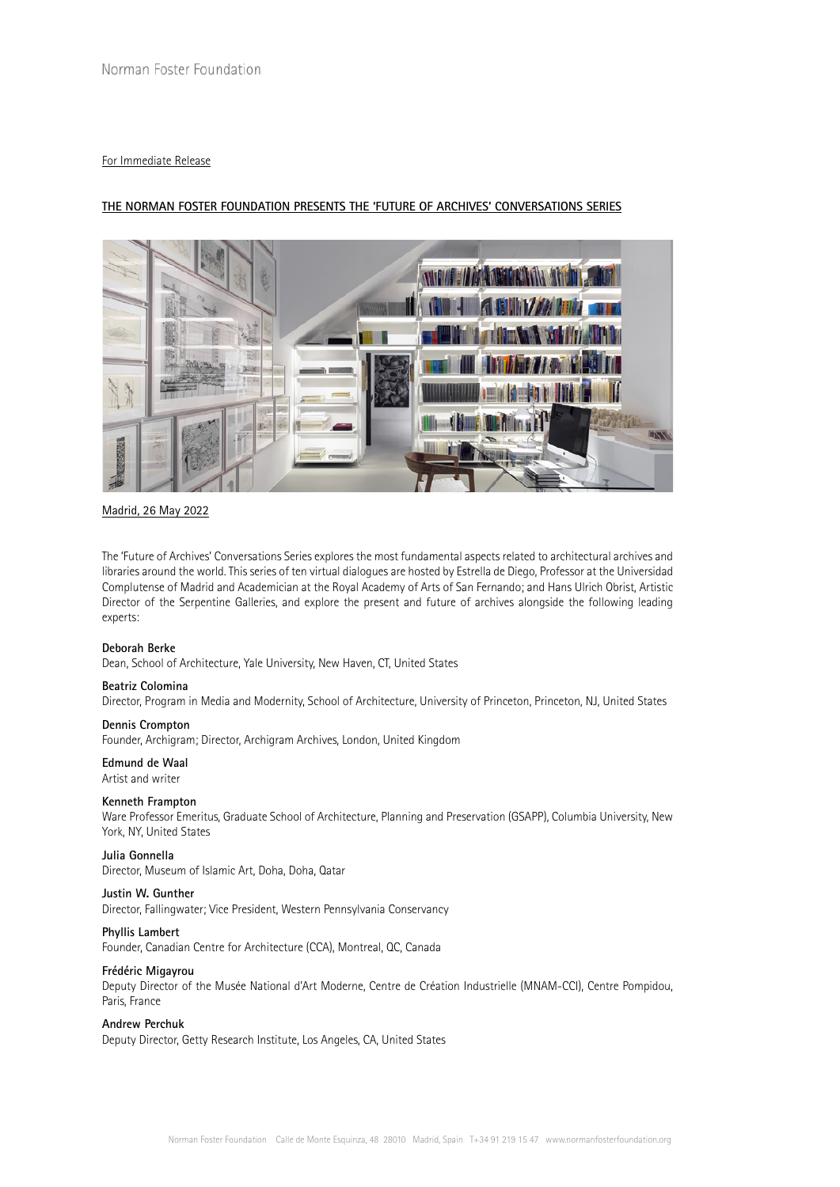Norman Foster Foundation

For Immediate Release

# THE NORMAN FOSTER FOUNDATION PRESENTS THE 'FUTURE OF ARCHIVES' CONVERSATIONS SERIES

Madrid, 26 May 2022

The 'Future of Archives' Conversations Series explores the most fundamental aspects related to architectural archives and libraries around the world. This series of ten virtual dialogues are hosted by Estrella de Diego, Professor at the Universidad Complutense of Madrid and Academician at the Royal Academy of Arts of San Fernando; and Hans Ulrich Obrist, Artistic Director of the Serpentine Galleries, and explore the present and future of archives alongside the following leading experts:

**Deborah Berke**
Dean, School of Architecture, Yale University, New Haven, CT, United States

**Beatriz Colomina**
Director, Program in Media and Modernity, School of Architecture, University of Princeton, Princeton, NJ, United States

**Dennis Crompton**
Founder, Archigram; Director, Archigram Archives, London, United Kingdom

**Edmund de Waal**
Artist and writer

**Kenneth Frampton**
Ware Professor Emeritus, Graduate School of Architecture, Planning and Preservation (GSAPP), Columbia University, New York, NY, United States

**Julia Gonnella**
Director, Museum of Islamic Art, Doha, Doha, Qatar

**Justin W. Gunther**
Director, Fallingwater; Vice President, Western Pennsylvania Conservancy

**Phyllis Lambert**
Founder, Canadian Centre for Architecture (CCA), Montreal, QC, Canada

**Frédéric Migayrou**
Deputy Director of the Musée National d'Art Moderne, Centre de Création Industrielle (MNAM-CCI), Centre Pompidou, Paris, France

**Andrew Perchuk**
Deputy Director, Getty Research Institute, Los Angeles, CA, United States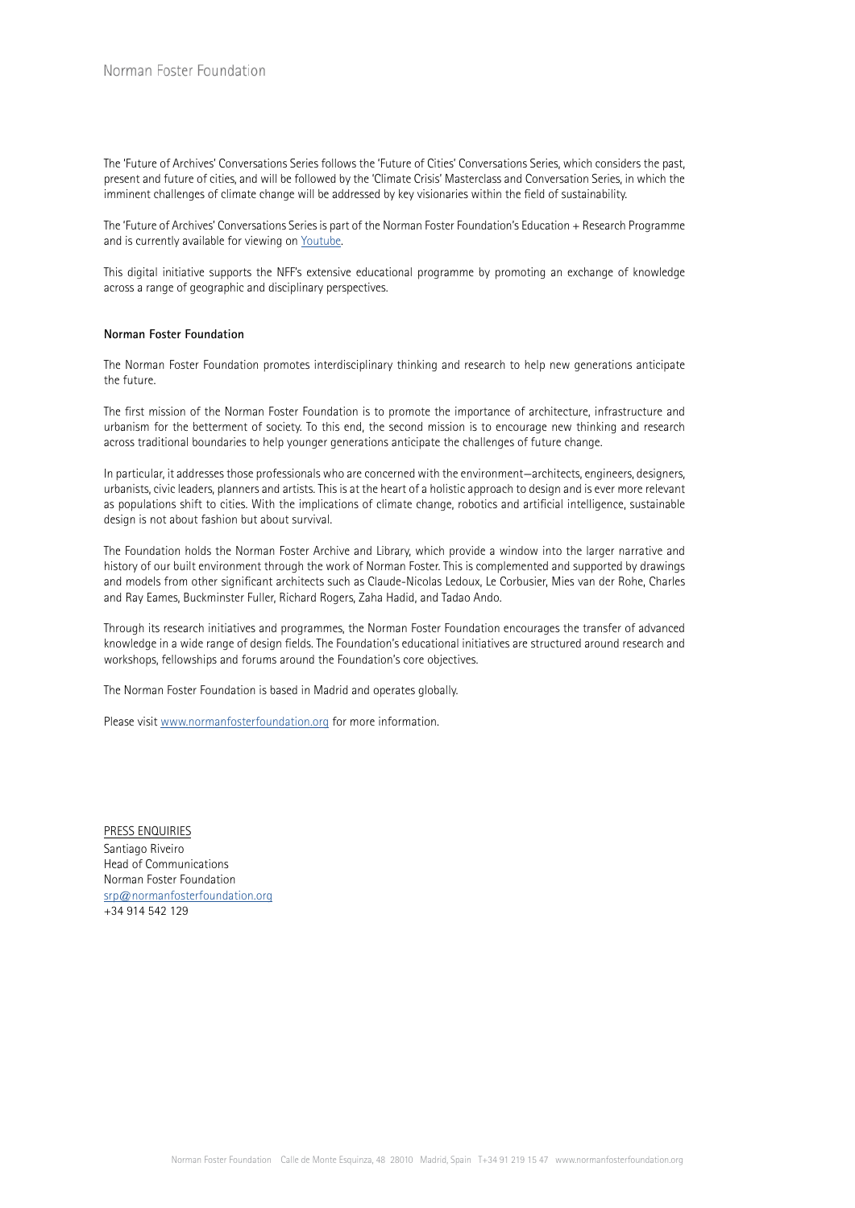The 'Future of Archives' Conversations Series follows the 'Future of Cities' Conversations Series, which considers the past, present and future of cities, and will be followed by the 'Climate Crisis' Masterclass and Conversation Series, in which the imminent challenges of climate change will be addressed by key visionaries within the field of sustainability.

The 'Future of Archives' Conversations Series is part of the Norman Foster Foundation's Education + Research Programme and is currently available for viewing on Youtube.

This digital initiative supports the NFF's extensive educational programme by promoting an exchange of knowledge across a range of geographic and disciplinary perspectives.

**Norman Foster Foundation**

The Norman Foster Foundation promotes interdisciplinary thinking and research to help new generations anticipate the future.

The first mission of the Norman Foster Foundation is to promote the importance of architecture, infrastructure and urbanism for the betterment of society. To this end, the second mission is to encourage new thinking and research across traditional boundaries to help younger generations anticipate the challenges of future change.

In particular, it addresses those professionals who are concerned with the environment—architects, engineers, designers, urbanists, civic leaders, planners and artists. This is at the heart of a holistic approach to design and is ever more relevant as populations shift to cities. With the implications of climate change, robotics and artificial intelligence, sustainable design is not about fashion but about survival.

The Foundation holds the Norman Foster Archive and Library, which provide a window into the larger narrative and history of our built environment through the work of Norman Foster. This is complemented and supported by drawings and models from other significant architects such as Claude-Nicolas Ledoux, Le Corbusier, Mies van der Rohe, Charles and Ray Eames, Buckminster Fuller, Richard Rogers, Zaha Hadid, and Tadao Ando.

Through its research initiatives and programmes, the Norman Foster Foundation encourages the transfer of advanced knowledge in a wide range of design fields. The Foundation's educational initiatives are structured around research and workshops, fellowships and forums around the Foundation's core objectives.

The Norman Foster Foundation is based in Madrid and operates globally.

Please visit www.normanfosterfoundation.org for more information.

PRESS ENQUIRIES
Santiago Riveiro
Head of Communications
Norman Foster Foundation
srp@normanfosterfoundation.org
+34 914 542 129